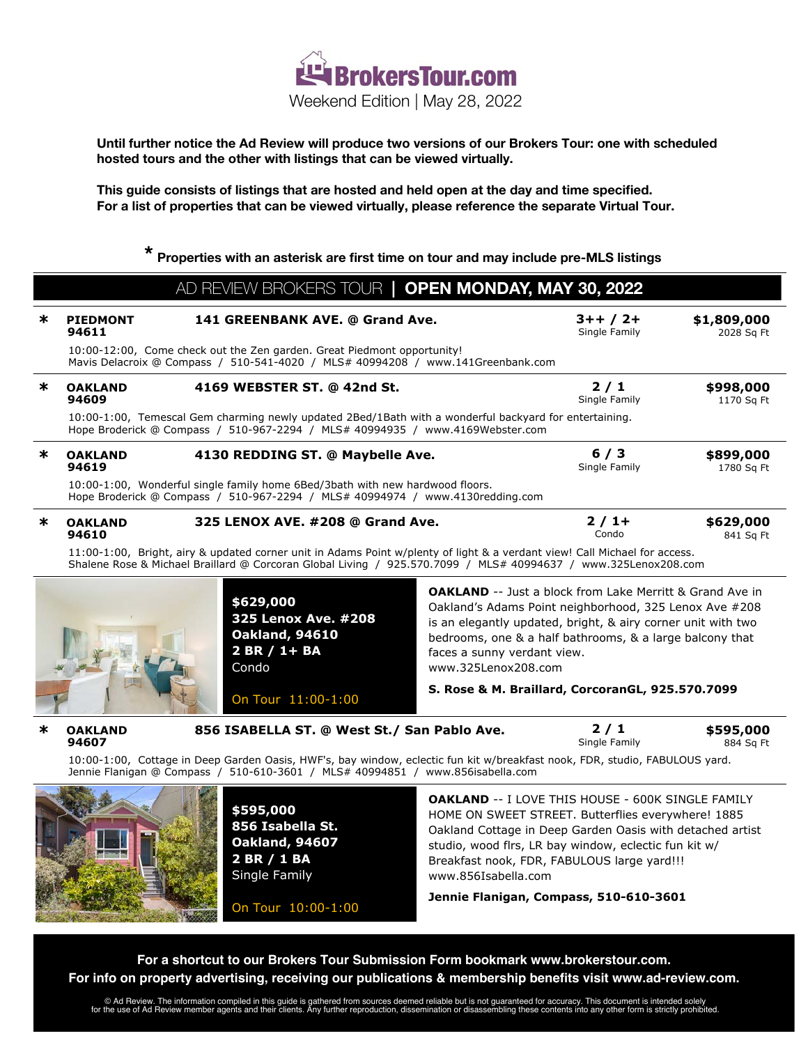# BrokersTour.com

Weekend Edition | May 28, 2022

**Until further notice the Ad Review will produce two versions of our Brokers Tour: one with scheduled hosted tours and the other with listings that can be viewed virtually.**

**This guide consists of listings that are hosted and held open at the day and time specified. For a list of properties that can be viewed virtually, please reference the separate Virtual Tour.**

**\* Properties with an asterisk are first time on tour and may include pre-MLS listings**

## AD REVIEW BROKERS TOUR | OPEN MONDAY, MAY 30, 2022

\* **PIEDMONT 94611** — **141 GREENBANK AVE. @ Grand Ave.** — **3++ / 2+** Single Family — **$1,809,000** 2028 Sq Ft

10:00-12:00, Come check out the Zen garden. Great Piedmont opportunity!
Mavis Delacroix @ Compass / 510-541-4020 / MLS# 40994208 / www.141Greenbank.com

\* **OAKLAND 94609** — **4169 WEBSTER ST. @ 42nd St.** — **2 / 1** Single Family — **$998,000** 1170 Sq Ft

10:00-1:00, Temescal Gem charming newly updated 2Bed/1Bath with a wonderful backyard for entertaining.
Hope Broderick @ Compass / 510-967-2294 / MLS# 40994935 / www.4169Webster.com

\* **OAKLAND 94619** — **4130 REDDING ST. @ Maybelle Ave.** — **6 / 3** Single Family — **$899,000** 1780 Sq Ft

10:00-1:00, Wonderful single family home 6Bed/3bath with new hardwood floors.
Hope Broderick @ Compass / 510-967-2294 / MLS# 40994974 / www.4130redding.com

\* **OAKLAND 94610** — **325 LENOX AVE. #208 @ Grand Ave.** — **2 / 1+** Condo — **$629,000** 841 Sq Ft

11:00-1:00, Bright, airy & updated corner unit in Adams Point w/plenty of light & a verdant view! Call Michael for access.
Shalene Rose & Michael Braillard @ Corcoran Global Living / 925.570.7099 / MLS# 40994637 / www.325Lenox208.com

**$629,000**
**325 Lenox Ave. #208**
**Oakland, 94610**
**2 BR / 1+ BA**
Condo
On Tour 11:00-1:00

**OAKLAND** -- Just a block from Lake Merritt & Grand Ave in Oakland's Adams Point neighborhood, 325 Lenox Ave #208 is an elegantly updated, bright, & airy corner unit with two bedrooms, one & a half bathrooms, & a large balcony that faces a sunny verdant view.
www.325Lenox208.com

**S. Rose & M. Braillard, CorcoranGL, 925.570.7099**

\* **OAKLAND 94607** — **856 ISABELLA ST. @ West St./ San Pablo Ave.** — **2 / 1** Single Family — **$595,000** 884 Sq Ft

10:00-1:00, Cottage in Deep Garden Oasis, HWF's, bay window, eclectic fun kit w/breakfast nook, FDR, studio, FABULOUS yard.
Jennie Flanigan @ Compass / 510-610-3601 / MLS# 40994851 / www.856isabella.com

**$595,000**
**856 Isabella St.**
**Oakland, 94607**
**2 BR / 1 BA**
Single Family
On Tour 10:00-1:00

**OAKLAND** -- I LOVE THIS HOUSE - 600K SINGLE FAMILY HOME ON SWEET STREET. Butterflies everywhere! 1885 Oakland Cottage in Deep Garden Oasis with detached artist studio, wood flrs, LR bay window, eclectic fun kit w/ Breakfast nook, FDR, FABULOUS large yard!!!
www.856Isabella.com

**Jennie Flanigan, Compass, 510-610-3601**

**For a shortcut to our Brokers Tour Submission Form bookmark www.brokerstour.com.**
**For info on property advertising, receiving our publications & membership benefits visit www.ad-review.com.**

© Ad Review. The information compiled in this guide is gathered from sources deemed reliable but is not guaranteed for accuracy. This document is intended solely for the use of Ad Review member agents and their clients. Any further reproduction, dissemination or disassembling these contents into any other form is strictly prohibited.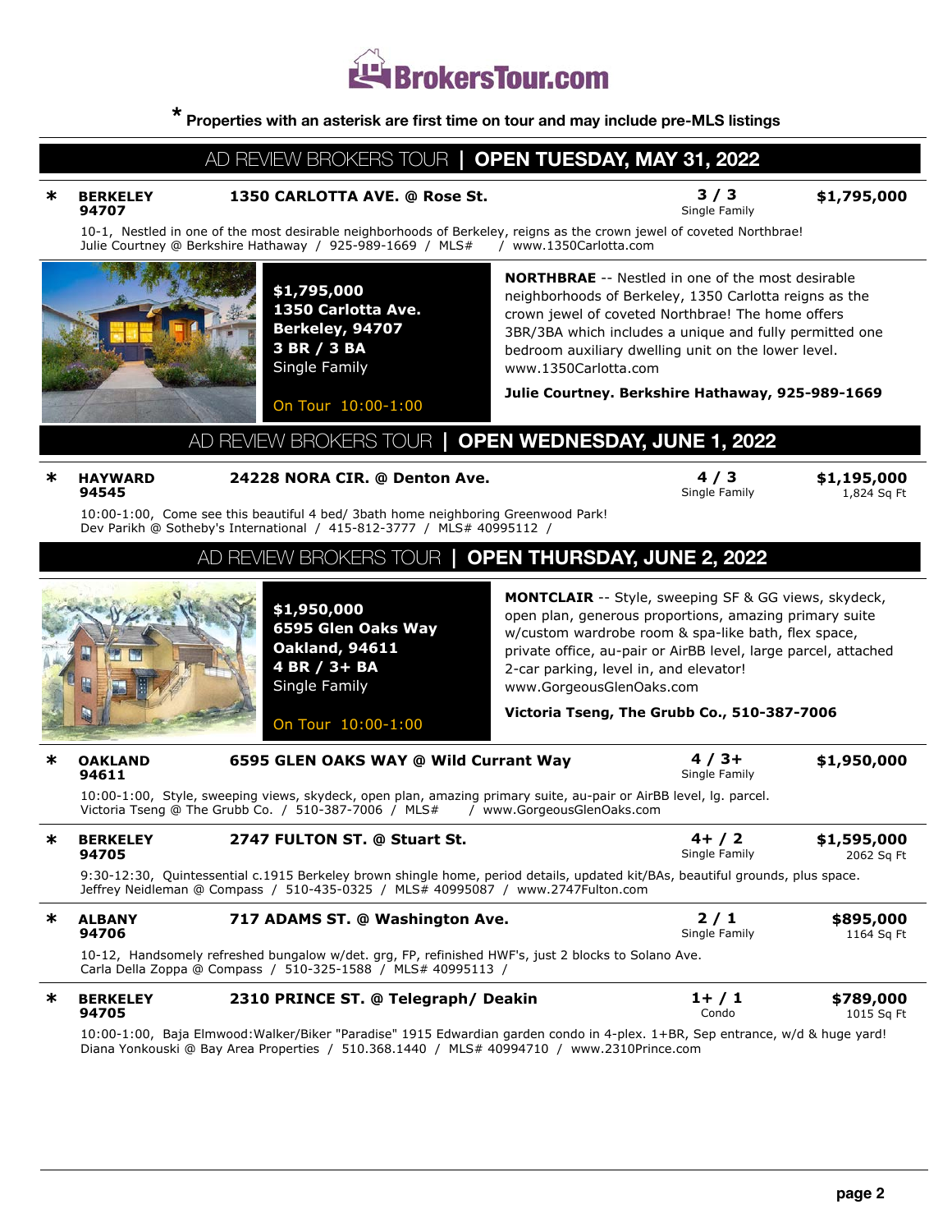# BrokersTour.com

**\* Properties with an asterisk are first time on tour and may include pre-MLS listings**

## AD REVIEW BROKERS TOUR | OPEN TUESDAY, MAY 31, 2022

\* **BERKELEY 94707** — **1350 CARLOTTA AVE. @ Rose St.** — **3 / 3** Single Family — **$1,795,000**

10-1, Nestled in one of the most desirable neighborhoods of Berkeley, reigns as the crown jewel of coveted Northbrae!
Julie Courtney @ Berkshire Hathaway / 925-989-1669 / MLS# / www.1350Carlotta.com

**$1,795,000**
**1350 Carlotta Ave.**
**Berkeley, 94707**
**3 BR / 3 BA**
Single Family

On Tour 10:00-1:00

**NORTHBRAE** -- Nestled in one of the most desirable neighborhoods of Berkeley, 1350 Carlotta reigns as the crown jewel of coveted Northbrae! The home offers 3BR/3BA which includes a unique and fully permitted one bedroom auxiliary dwelling unit on the lower level. www.1350Carlotta.com

**Julie Courtney. Berkshire Hathaway, 925-989-1669**

## AD REVIEW BROKERS TOUR | OPEN WEDNESDAY, JUNE 1, 2022

\* **HAYWARD 94545** — **24228 NORA CIR. @ Denton Ave.** — **4 / 3** Single Family — **$1,195,000** 1,824 Sq Ft

10:00-1:00, Come see this beautiful 4 bed/ 3bath home neighboring Greenwood Park!
Dev Parikh @ Sotheby's International / 415-812-3777 / MLS# 40995112 /

## AD REVIEW BROKERS TOUR | OPEN THURSDAY, JUNE 2, 2022

**$1,950,000**
**6595 Glen Oaks Way**
**Oakland, 94611**
**4 BR / 3+ BA**
Single Family

On Tour 10:00-1:00

**MONTCLAIR** -- Style, sweeping SF & GG views, skydeck, open plan, generous proportions, amazing primary suite w/custom wardrobe room & spa-like bath, flex space, private office, au-pair or AirBB level, large parcel, attached 2-car parking, level in, and elevator! www.GorgeousGlenOaks.com

**Victoria Tseng, The Grubb Co., 510-387-7006**

\* **OAKLAND 94611** — **6595 GLEN OAKS WAY @ Wild Currant Way** — **4 / 3+** Single Family — **$1,950,000**

10:00-1:00, Style, sweeping views, skydeck, open plan, amazing primary suite, au-pair or AirBB level, lg. parcel.
Victoria Tseng @ The Grubb Co. / 510-387-7006 / MLS# / www.GorgeousGlenOaks.com

\* **BERKELEY 94705** — **2747 FULTON ST. @ Stuart St.** — **4+ / 2** Single Family — **$1,595,000** 2062 Sq Ft

9:30-12:30, Quintessential c.1915 Berkeley brown shingle home, period details, updated kit/BAs, beautiful grounds, plus space.
Jeffrey Neidleman @ Compass / 510-435-0325 / MLS# 40995087 / www.2747Fulton.com

\* **ALBANY 94706** — **717 ADAMS ST. @ Washington Ave.** — **2 / 1** Single Family — **$895,000** 1164 Sq Ft

10-12, Handsomely refreshed bungalow w/det. grg, FP, refinished HWF's, just 2 blocks to Solano Ave.
Carla Della Zoppa @ Compass / 510-325-1588 / MLS# 40995113 /

\* **BERKELEY 94705** — **2310 PRINCE ST. @ Telegraph/ Deakin** — **1+ / 1** Condo — **$789,000** 1015 Sq Ft

10:00-1:00, Baja Elmwood:Walker/Biker "Paradise" 1915 Edwardian garden condo in 4-plex. 1+BR, Sep entrance, w/d & huge yard!
Diana Yonkouski @ Bay Area Properties / 510.368.1440 / MLS# 40994710 / www.2310Prince.com